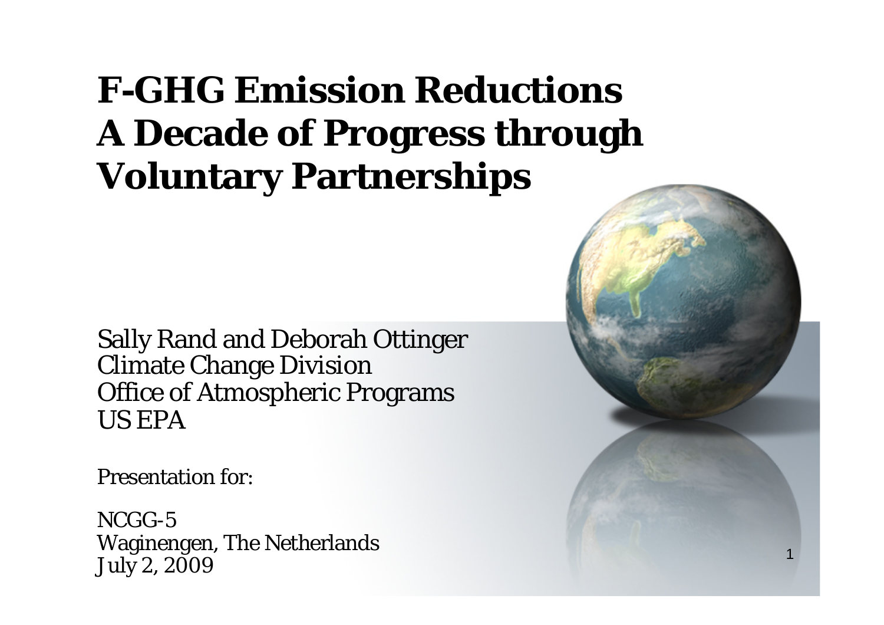# F-GHG Emission Reductions A Decade of Progress through Voluntary Partnerships

Sally Rand and Deborah Ottinger
Climate Change Division
Office of Atmospheric Programs
US EPA

Presentation for:

NCGG-5
Waginengen, The Netherlands
July 2, 2009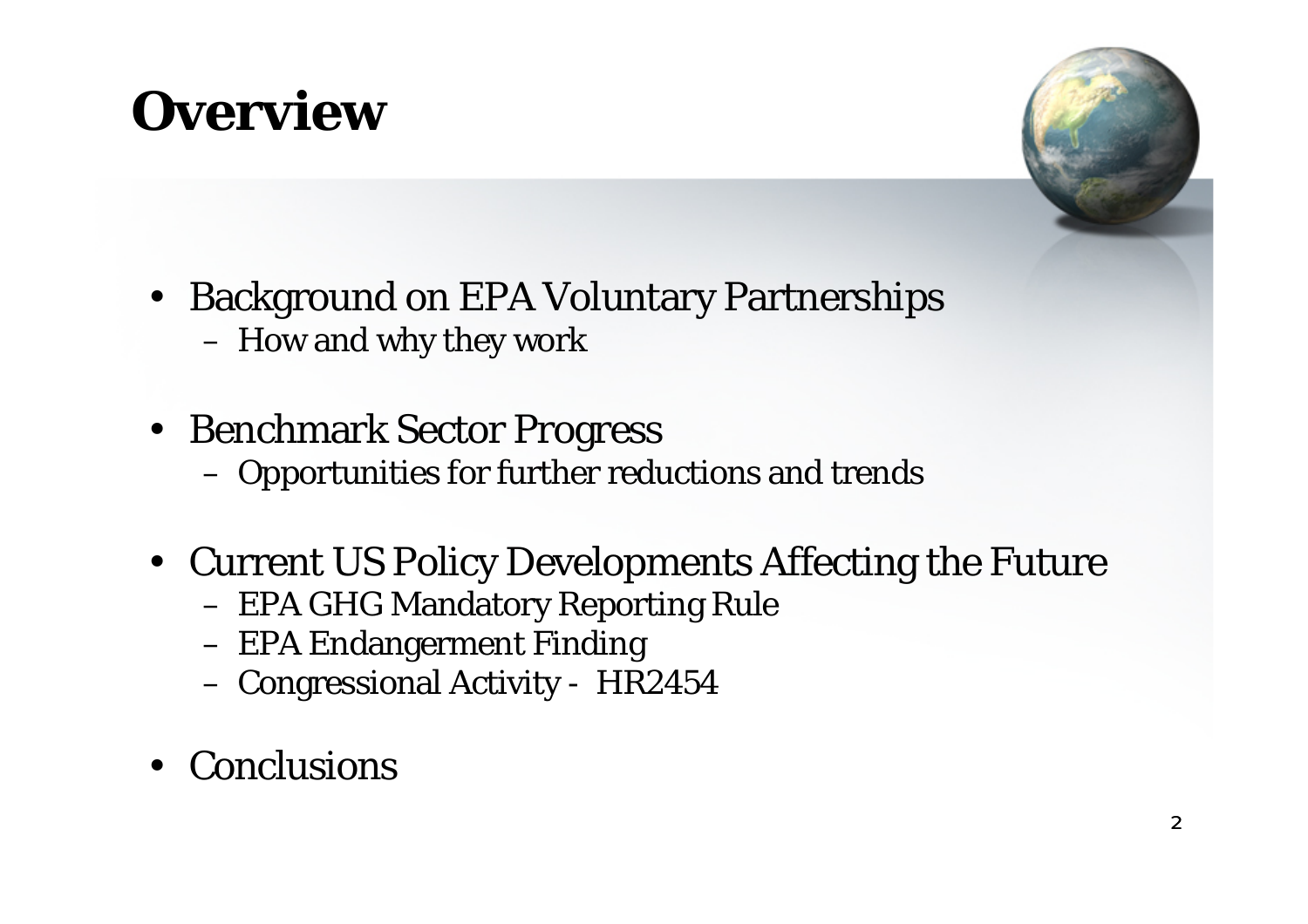# Overview

- Background on EPA Voluntary Partnerships
  - How and why they work
- Benchmark Sector Progress
  - Opportunities for further reductions and trends
- Current US Policy Developments Affecting the Future
  - EPA GHG Mandatory Reporting Rule
  - EPA Endangerment Finding
  - Congressional Activity - HR2454
- Conclusions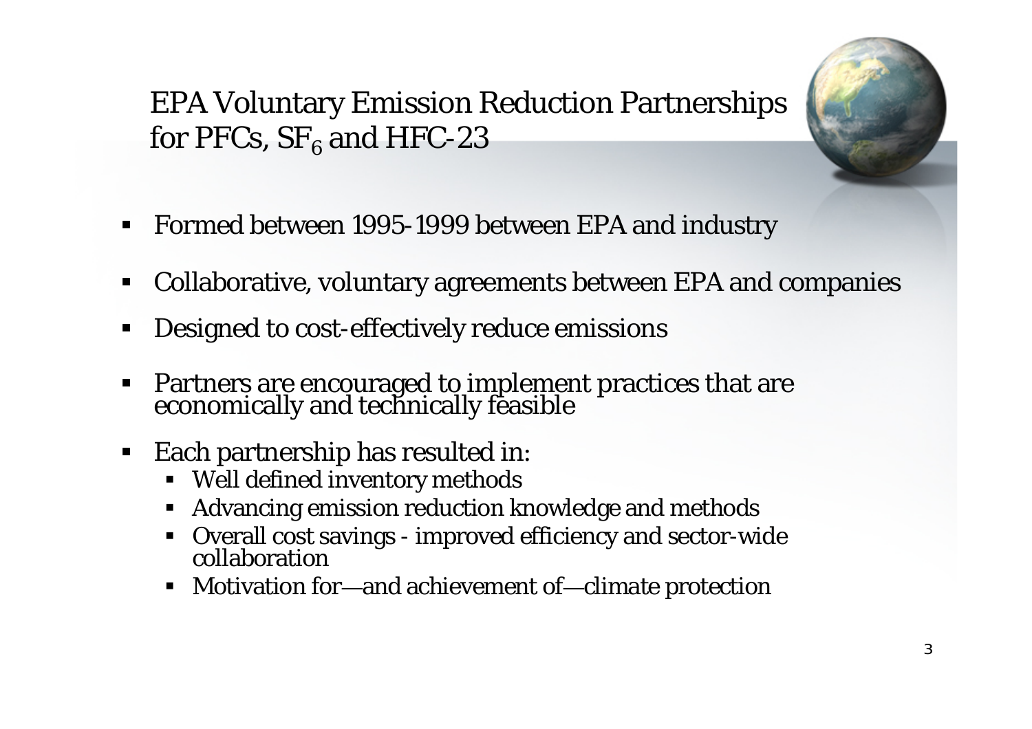# EPA Voluntary Emission Reduction Partnerships for PFCs, $SF_6$ and HFC-23

- Formed between 1995-1999 between EPA and industry
- Collaborative, voluntary agreements between EPA and companies
- Designed to cost-effectively reduce emissions
- Partners are encouraged to implement practices that are economically and technically feasible
- Each partnership has resulted in:
  - Well defined inventory methods
  - Advancing emission reduction knowledge and methods
  - Overall cost savings - improved efficiency and sector-wide collaboration
  - Motivation for—and achievement of—climate protection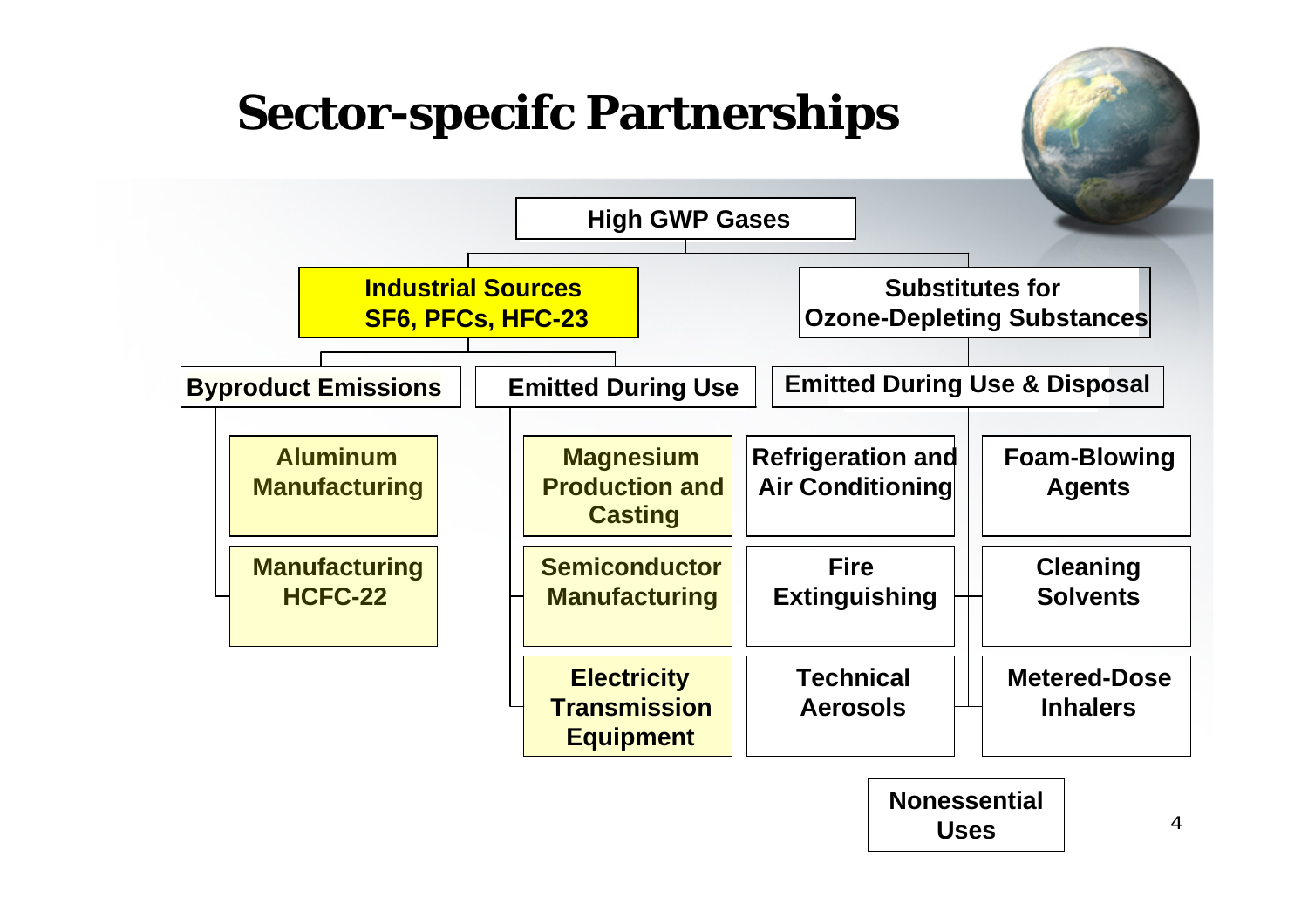# Sector-specifc Partnerships

- **High GWP Gases**
  - **Industrial Sources SF6, PFCs, HFC-23**
    - **Byproduct Emissions**
      - Aluminum Manufacturing
      - Manufacturing HCFC-22
    - **Emitted During Use**
      - Magnesium Production and Casting
      - Semiconductor Manufacturing
      - Electricity Transmission Equipment
  - **Substitutes for Ozone-Depleting Substances**
    - **Emitted During Use & Disposal**
      - Refrigeration and Air Conditioning
      - Foam-Blowing Agents
      - Fire Extinguishing
      - Cleaning Solvents
      - Technical Aerosols
      - Metered-Dose Inhalers
      - Nonessential Uses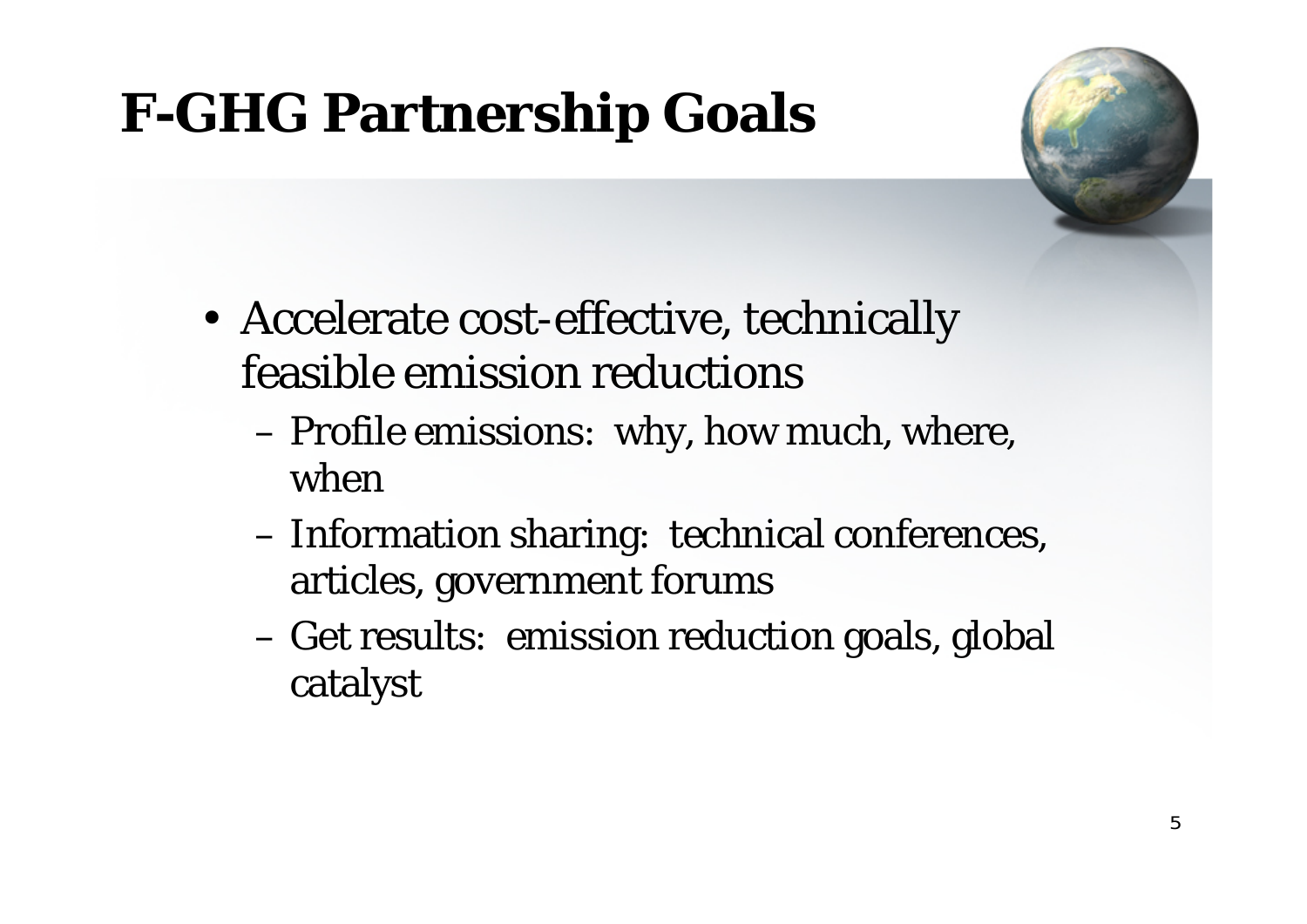# F-GHG Partnership Goals

- Accelerate cost-effective, technically feasible emission reductions
  - Profile emissions: why, how much, where, when
  - Information sharing: technical conferences, articles, government forums
  - Get results: emission reduction goals, global catalyst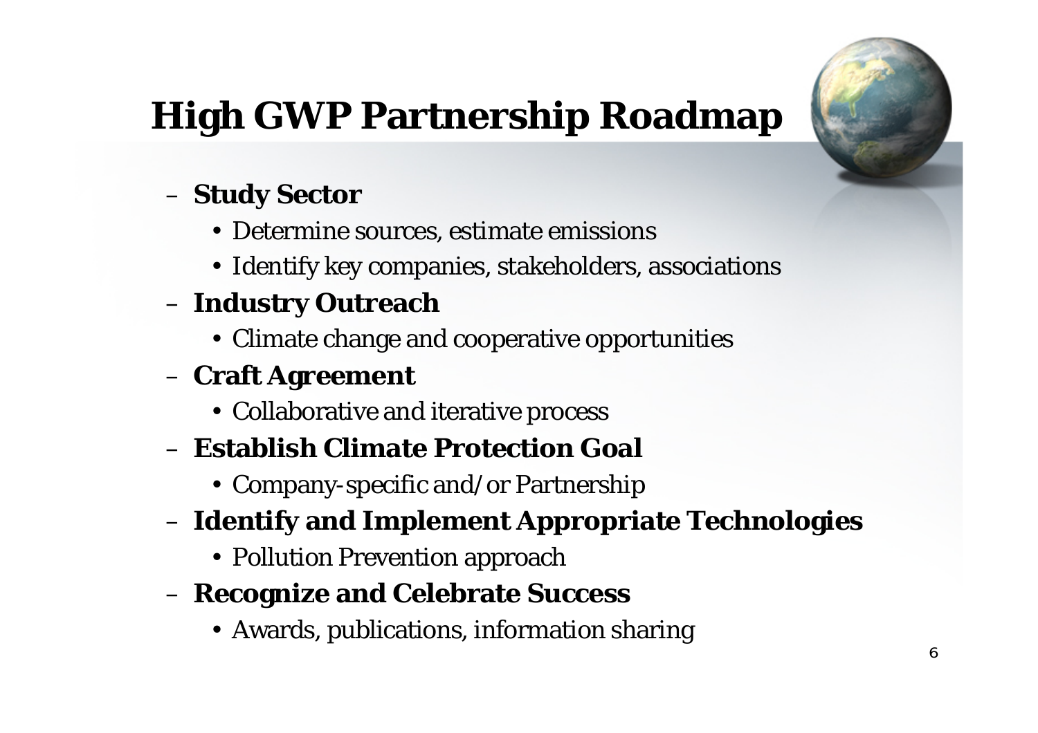# High GWP Partnership Roadmap

- **Study Sector**
  - Determine sources, estimate emissions
  - Identify key companies, stakeholders, associations
- **Industry Outreach**
  - Climate change and cooperative opportunities
- **Craft Agreement**
  - Collaborative and iterative process
- **Establish Climate Protection Goal**
  - Company-specific and/or Partnership
- **Identify and Implement Appropriate Technologies**
  - Pollution Prevention approach
- **Recognize and Celebrate Success**
  - Awards, publications, information sharing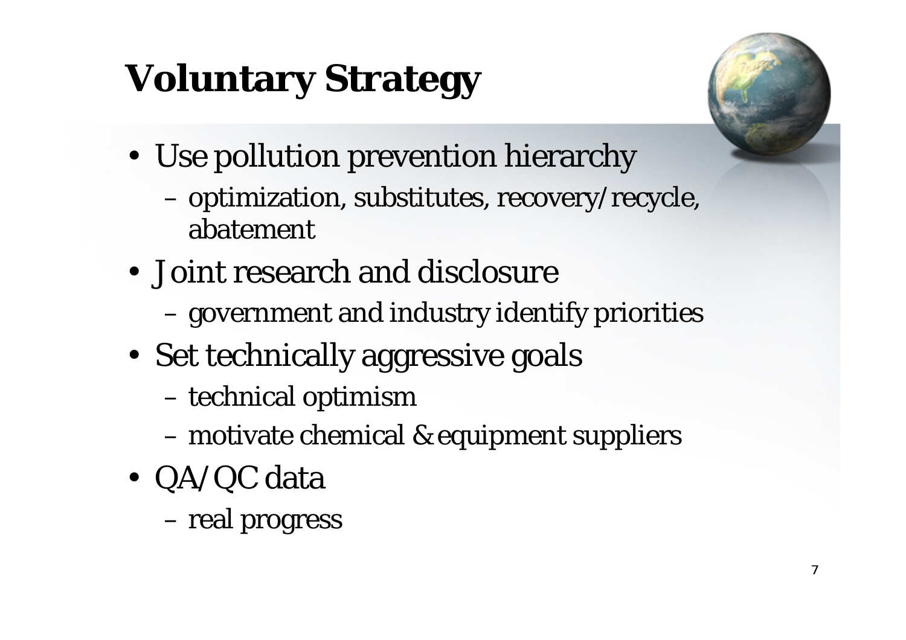# Voluntary Strategy

- Use pollution prevention hierarchy
  - optimization, substitutes, recovery/recycle, abatement
- Joint research and disclosure
  - government and industry identify priorities
- Set technically aggressive goals
  - technical optimism
  - motivate chemical & equipment suppliers
- QA/QC data
  - real progress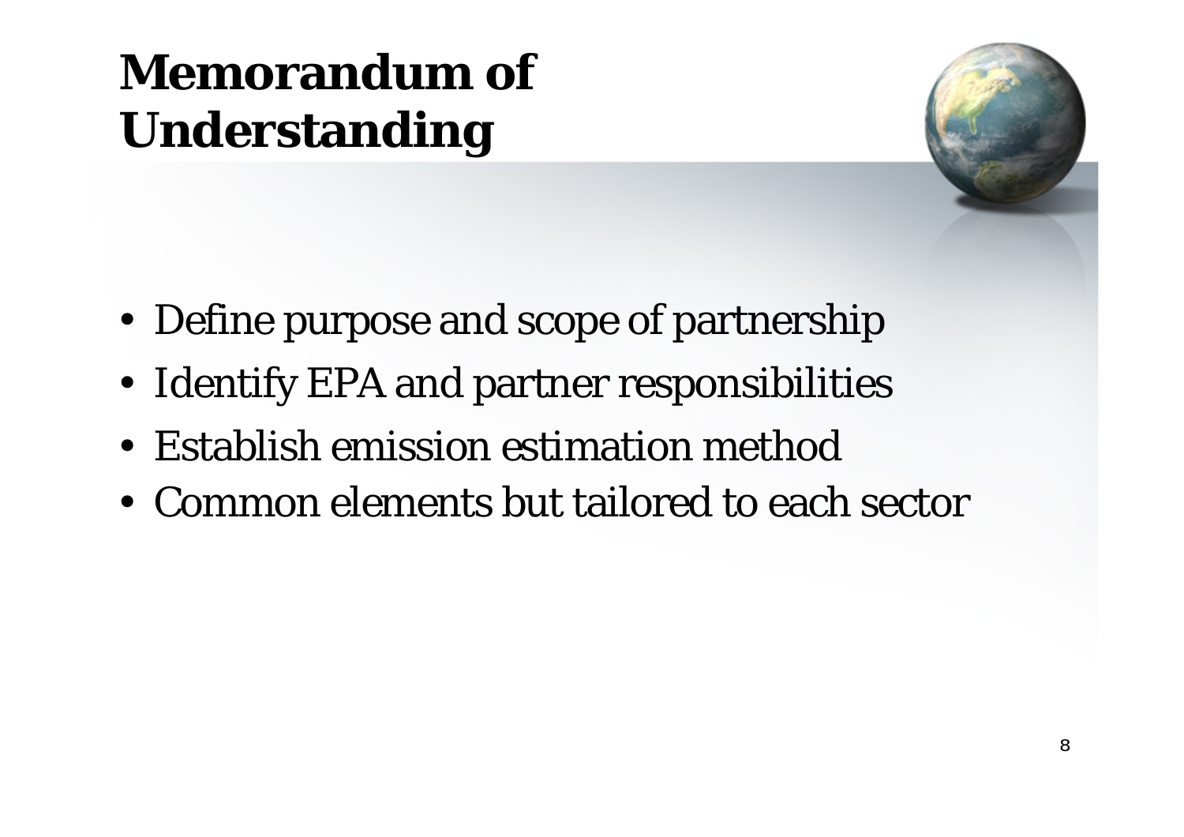# Memorandum of Understanding

- Define purpose and scope of partnership
- Identify EPA and partner responsibilities
- Establish emission estimation method
- Common elements but tailored to each sector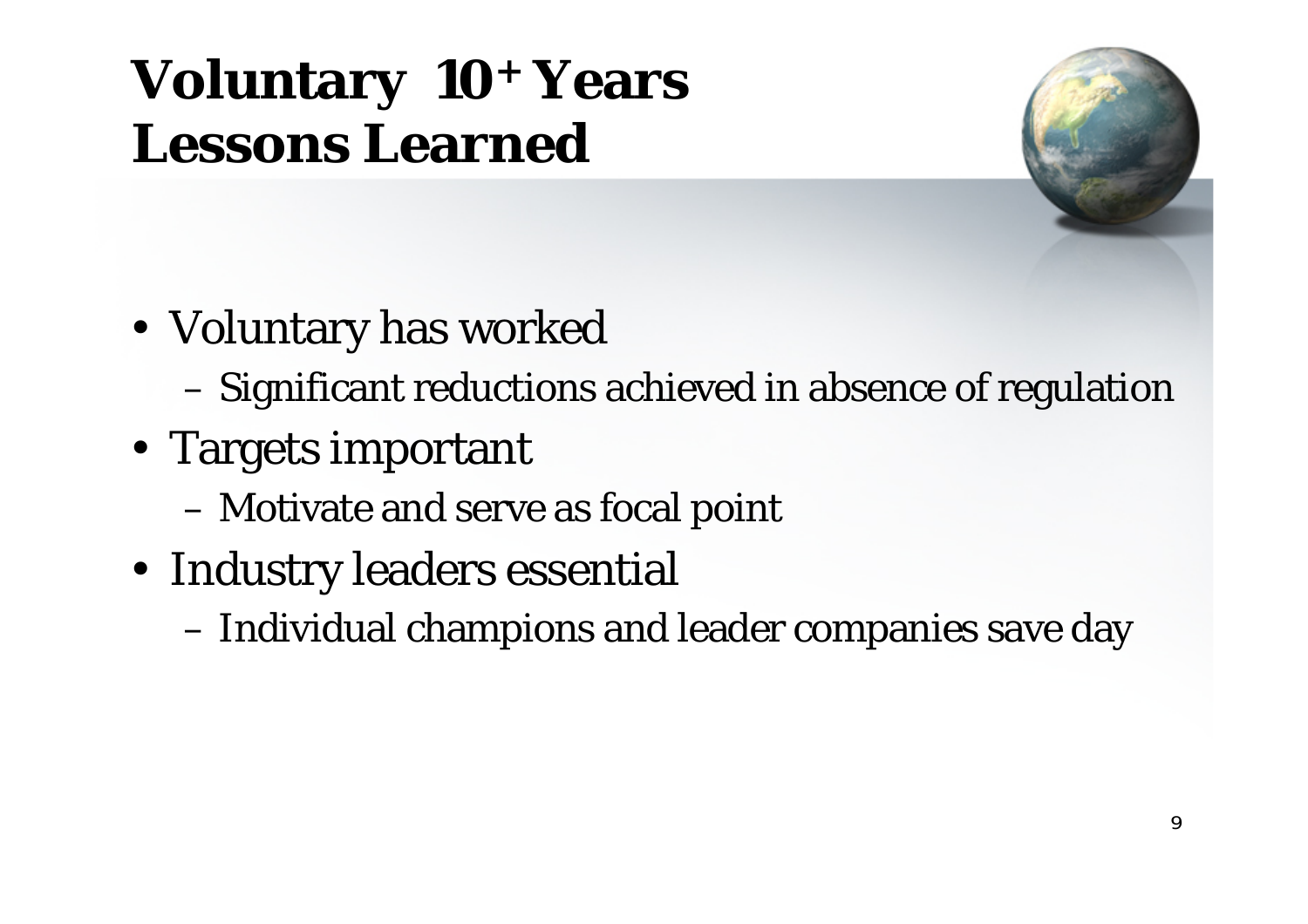# Voluntary 10+ Years Lessons Learned

- Voluntary has worked
  - Significant reductions achieved in absence of regulation
- Targets important
  - Motivate and serve as focal point
- Industry leaders essential
  - Individual champions and leader companies save day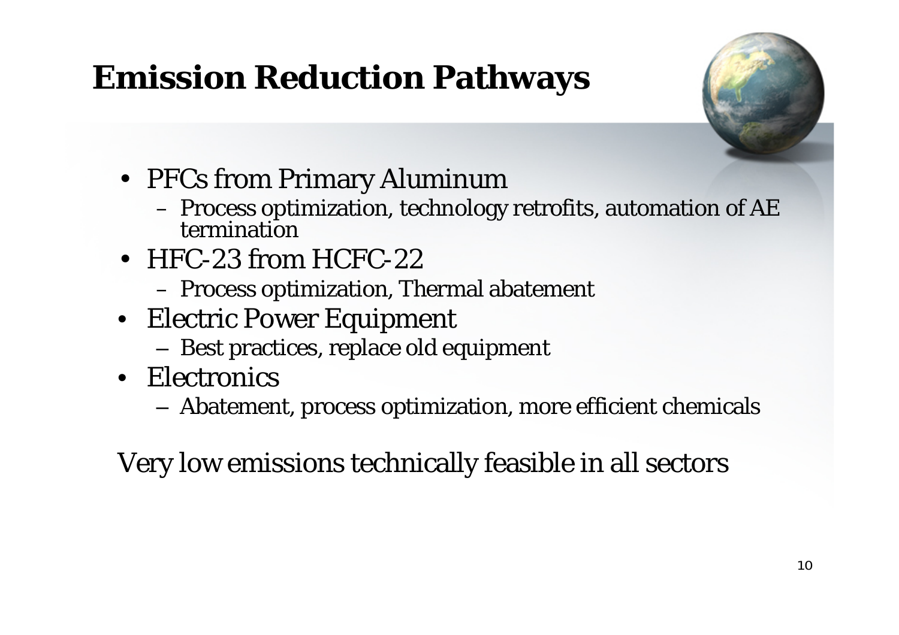# Emission Reduction Pathways

- PFCs from Primary Aluminum
  - Process optimization, technology retrofits, automation of AE termination
- HFC-23 from HCFC-22
  - Process optimization, Thermal abatement
- Electric Power Equipment
  - Best practices, replace old equipment
- Electronics
  - Abatement, process optimization, more efficient chemicals

Very low emissions technically feasible in all sectors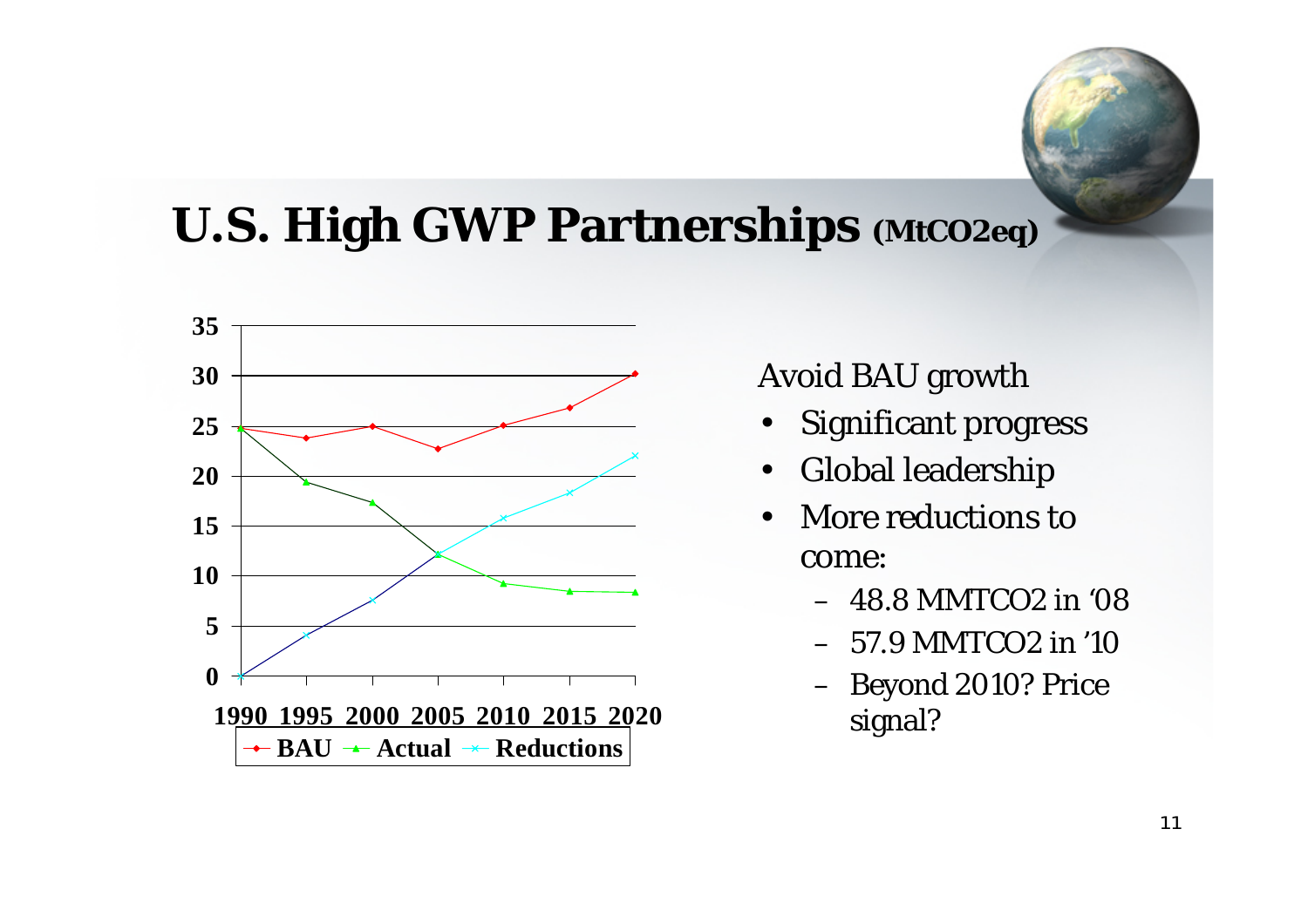# U.S. High GWP Partnerships (MtCO2eq)

| Year | BAU | Actual | Reductions |
|---|---|---|---|
| 1990 | | | |
| 1995 | | | |
| 2000 | | | |
| 2005 | | | |
| 2010 | | | |
| 2015 | | | |
| 2020 | | | |

Avoid BAU growth

- Significant progress
- Global leadership
- More reductions to come:
  - 48.8 MMTCO2 in '08
  - 57.9 MMTCO2 in '10
  - Beyond 2010? Price signal?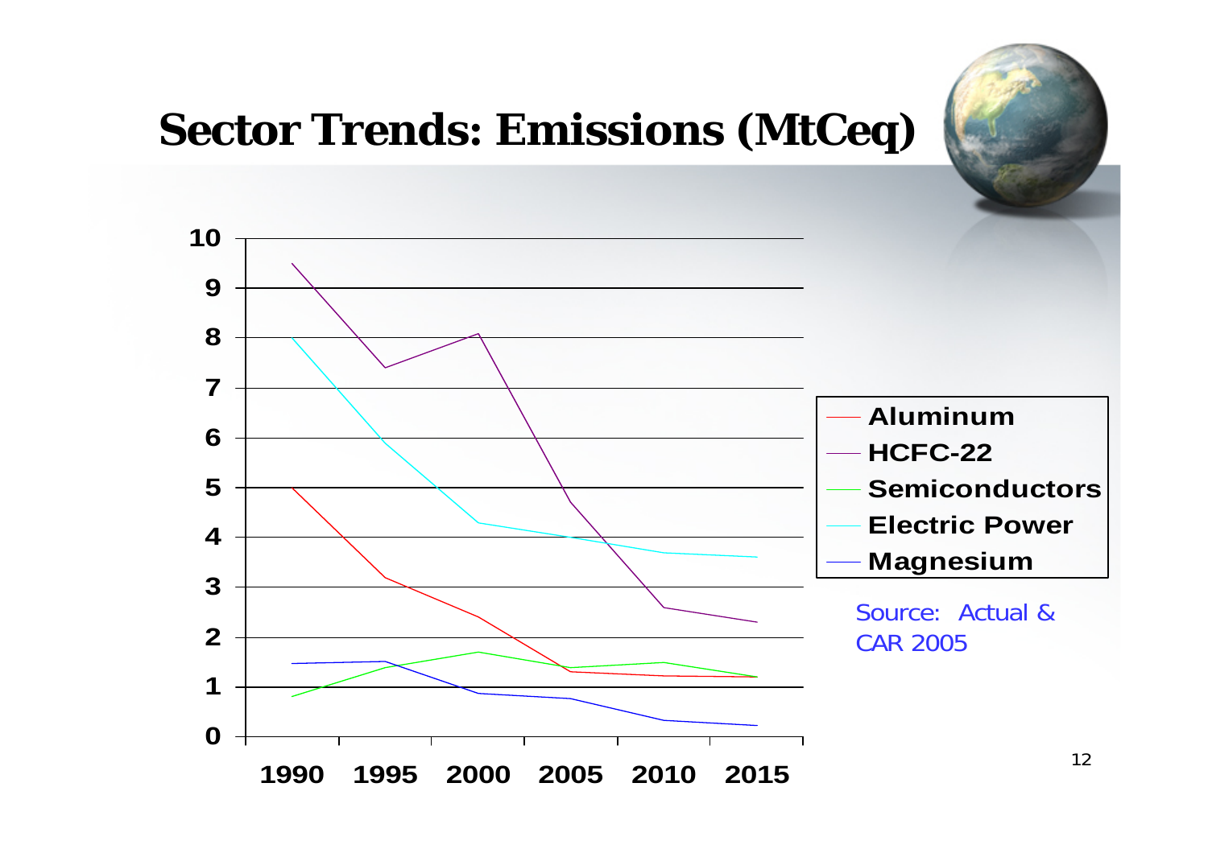# Sector Trends: Emissions (MtCeq)

10
9
8
7
6
5
4
3
2
1
0

1990 1995 2000 2005 2010 2015

- Aluminum
- HCFC-22
- Semiconductors
- Electric Power
- Magnesium

Source: Actual & CAR 2005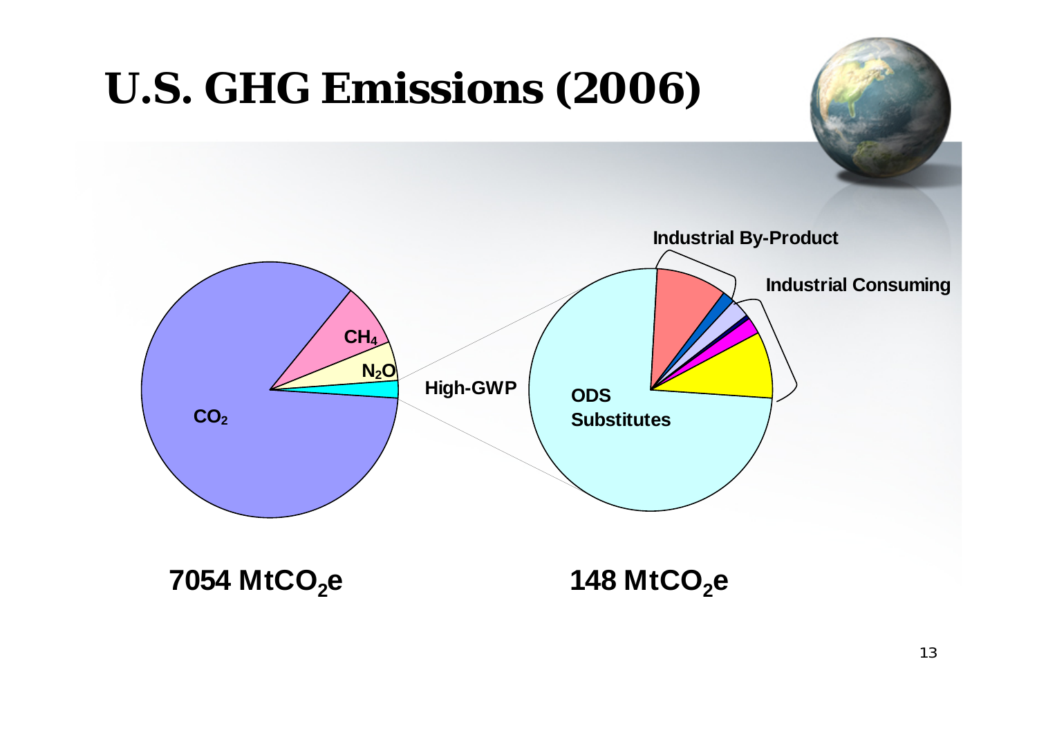# U.S. GHG Emissions (2006)

$CO_2$

$CH_4$

$N_2O$

High-GWP

ODS Substitutes

Industrial By-Product

Industrial Consuming

7054 $MtCO_2e$

148 $MtCO_2e$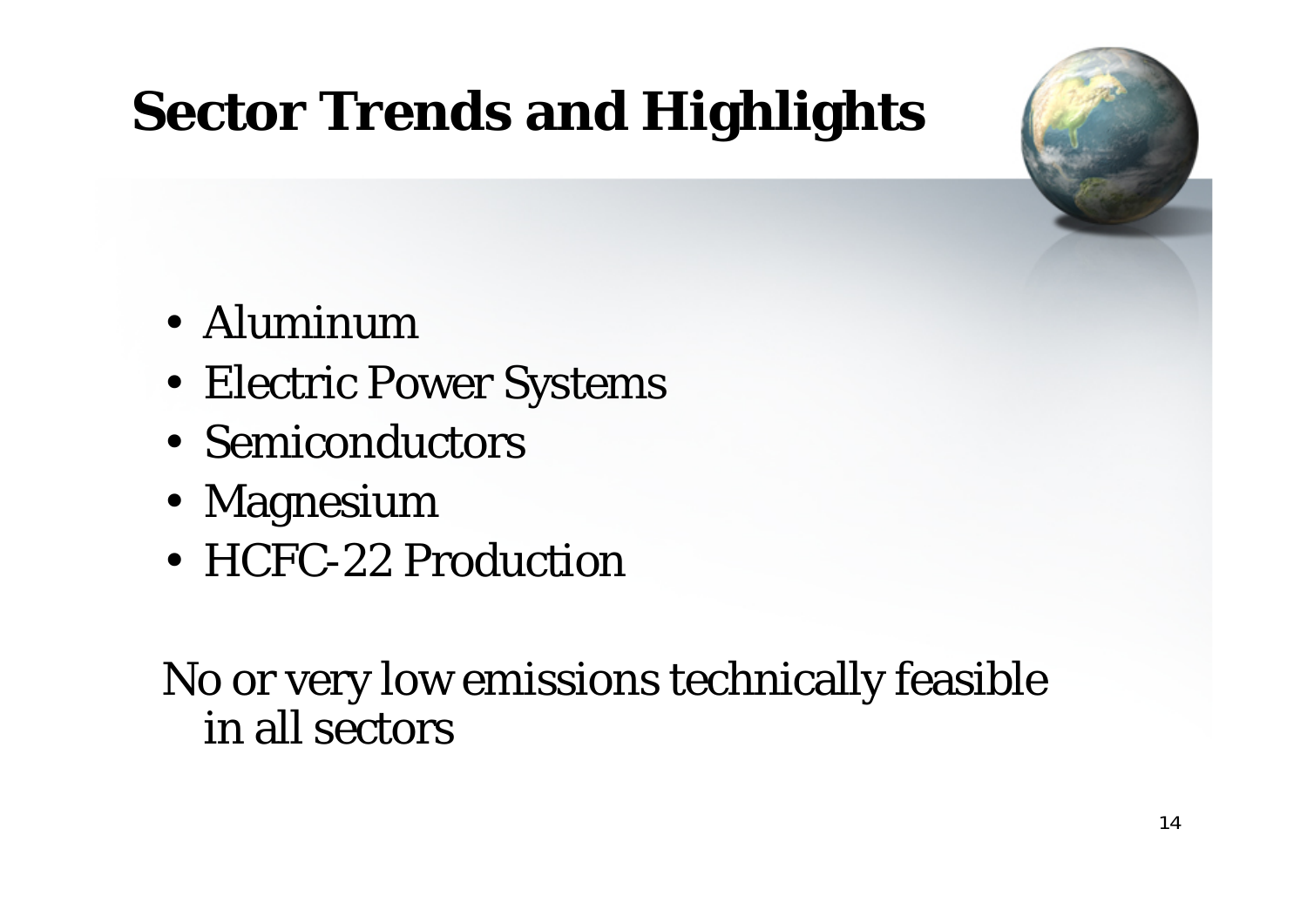# Sector Trends and Highlights

- Aluminum
- Electric Power Systems
- Semiconductors
- Magnesium
- HCFC-22 Production

No or very low emissions technically feasible in all sectors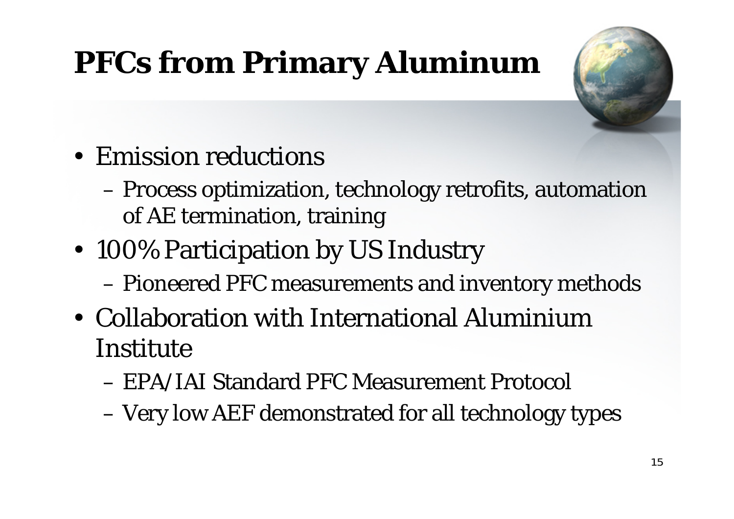# PFCs from Primary Aluminum

- Emission reductions
  - Process optimization, technology retrofits, automation of AE termination, training
- 100% Participation by US Industry
  - Pioneered PFC measurements and inventory methods
- Collaboration with International Aluminium Institute
  - EPA/IAI Standard PFC Measurement Protocol
  - Very low AEF demonstrated for all technology types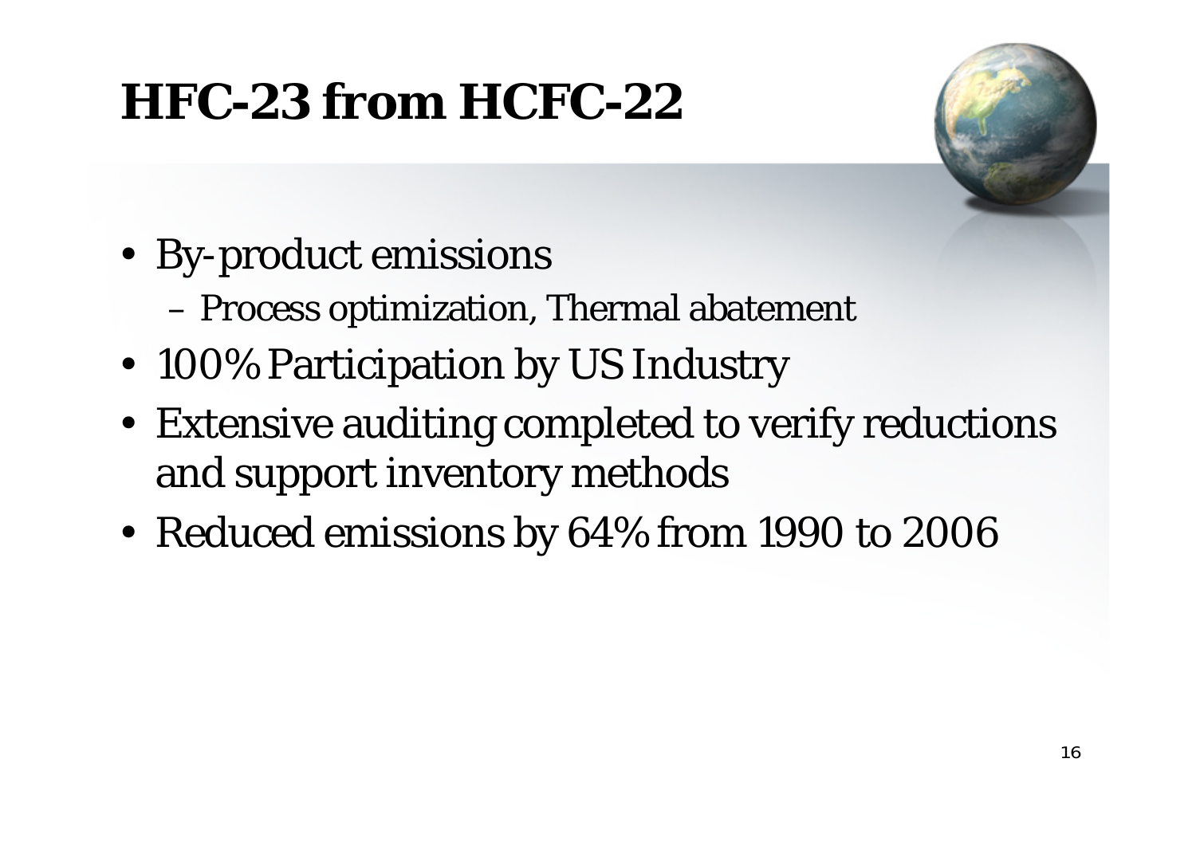# HFC-23 from HCFC-22

- By-product emissions
  - Process optimization, Thermal abatement
- 100% Participation by US Industry
- Extensive auditing completed to verify reductions and support inventory methods
- Reduced emissions by 64% from 1990 to 2006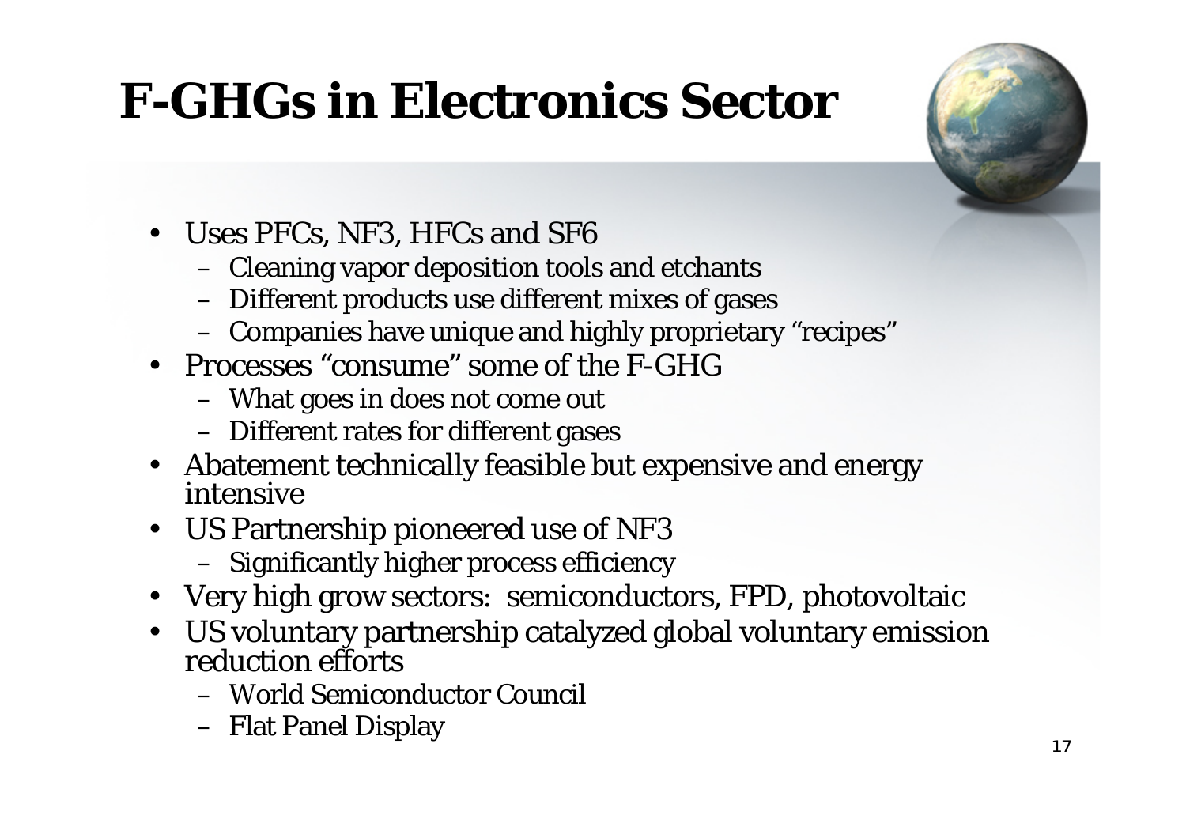# F-GHGs in Electronics Sector

- Uses PFCs, NF3, HFCs and SF6
  - Cleaning vapor deposition tools and etchants
  - Different products use different mixes of gases
  - Companies have unique and highly proprietary "recipes"
- Processes "consume" some of the F-GHG
  - What goes in does not come out
  - Different rates for different gases
- Abatement technically feasible but expensive and energy intensive
- US Partnership pioneered use of NF3
  - Significantly higher process efficiency
- Very high grow sectors: semiconductors, FPD, photovoltaic
- US voluntary partnership catalyzed global voluntary emission reduction efforts
  - World Semiconductor Council
  - Flat Panel Display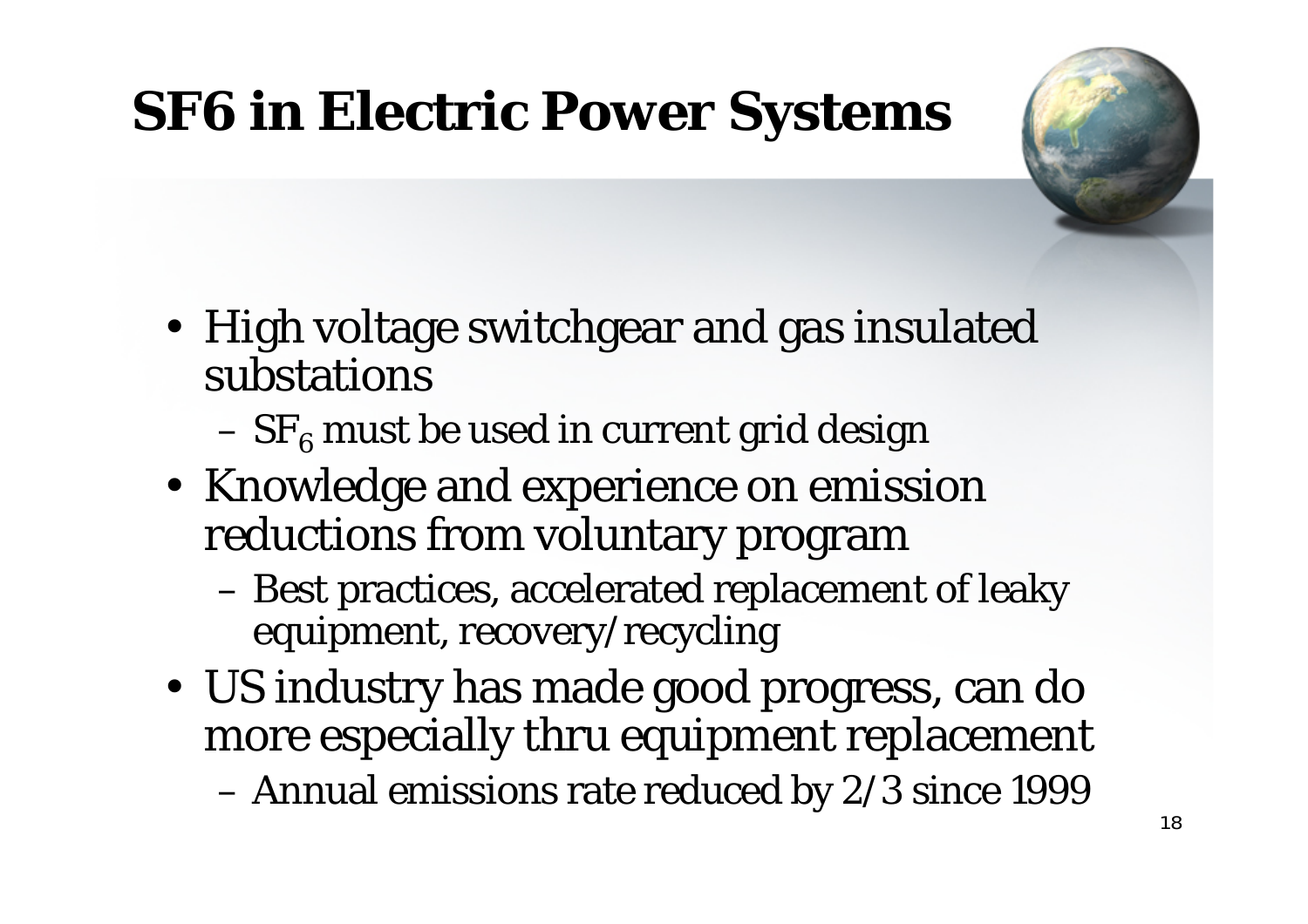# SF6 in Electric Power Systems

- High voltage switchgear and gas insulated substations
  - $SF_6$ must be used in current grid design
- Knowledge and experience on emission reductions from voluntary program
  - Best practices, accelerated replacement of leaky equipment, recovery/recycling
- US industry has made good progress, can do more especially thru equipment replacement
  - Annual emissions rate reduced by 2/3 since 1999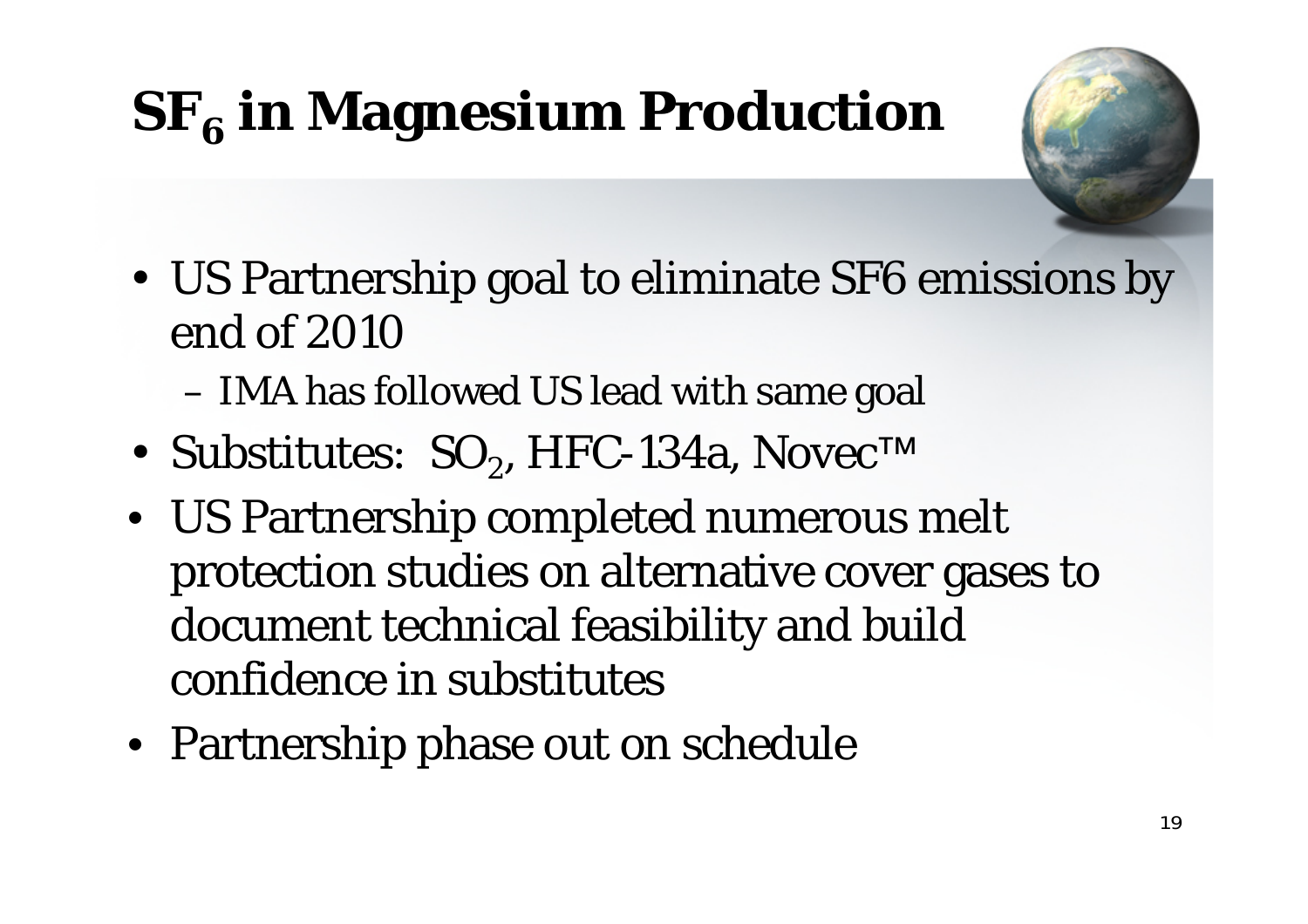# $SF_6$ in Magnesium Production

- US Partnership goal to eliminate SF6 emissions by end of 2010
  - IMA has followed US lead with same goal
- Substitutes: $SO_2$, HFC-134a, Novec™
- US Partnership completed numerous melt protection studies on alternative cover gases to document technical feasibility and build confidence in substitutes
- Partnership phase out on schedule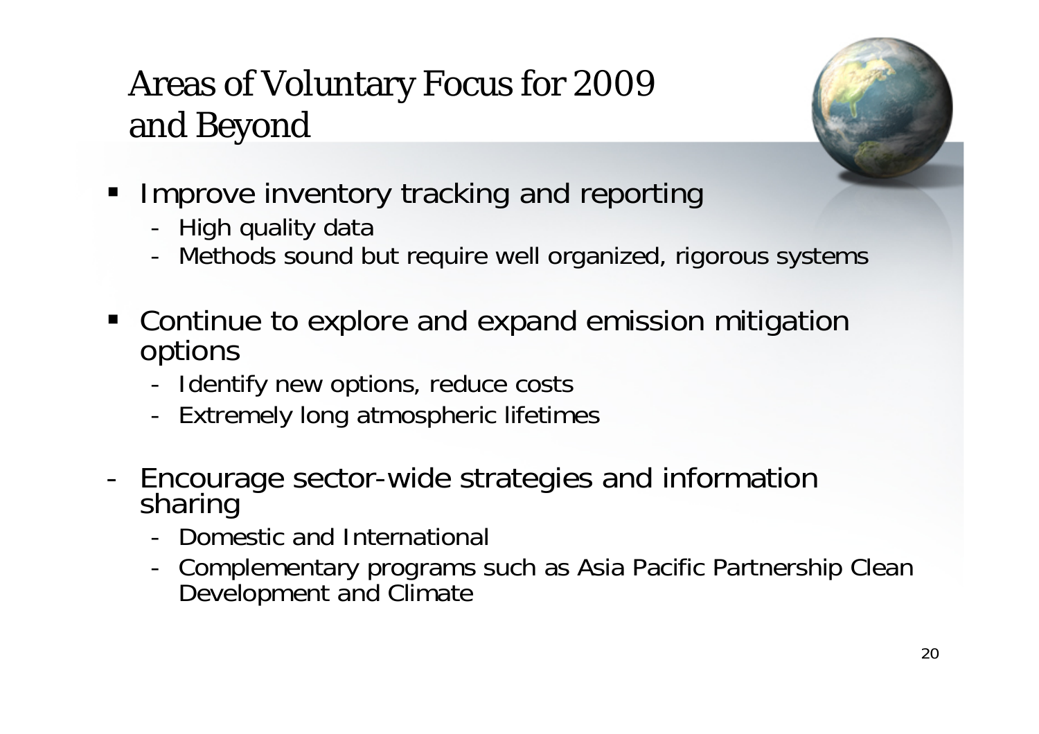# Areas of Voluntary Focus for 2009 and Beyond

- Improve inventory tracking and reporting
  - High quality data
  - Methods sound but require well organized, rigorous systems
- Continue to explore and expand emission mitigation options
  - Identify new options, reduce costs
  - Extremely long atmospheric lifetimes
- Encourage sector-wide strategies and information sharing
  - Domestic and International
  - Complementary programs such as Asia Pacific Partnership Clean Development and Climate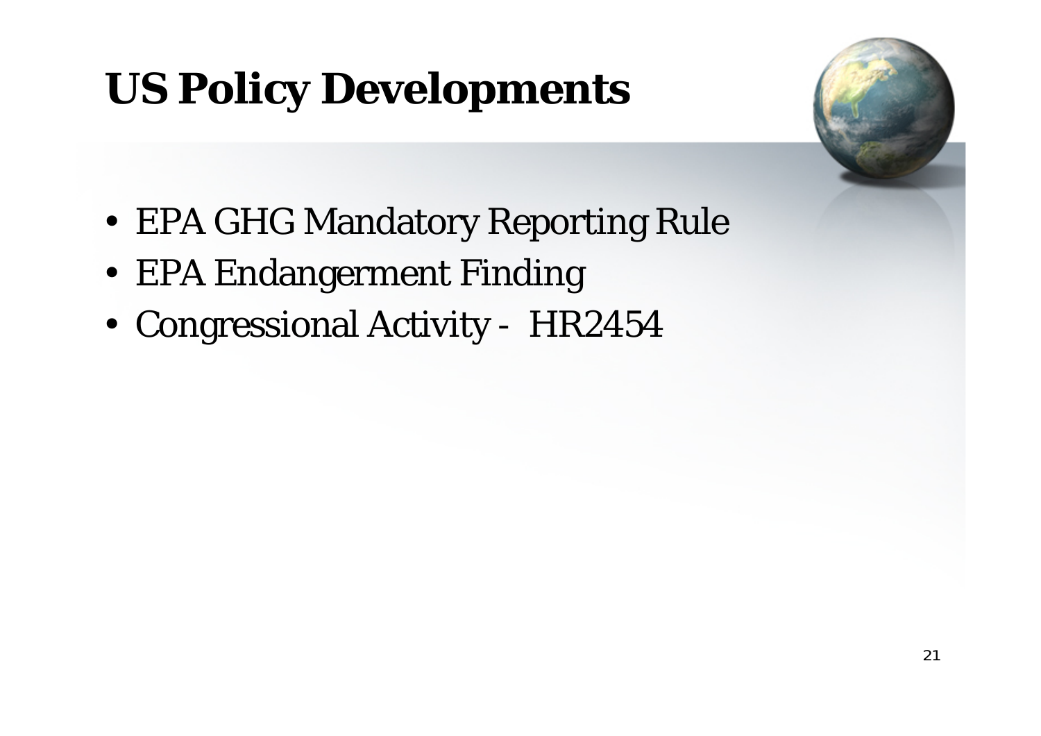# US Policy Developments

- EPA GHG Mandatory Reporting Rule
- EPA Endangerment Finding
- Congressional Activity - HR2454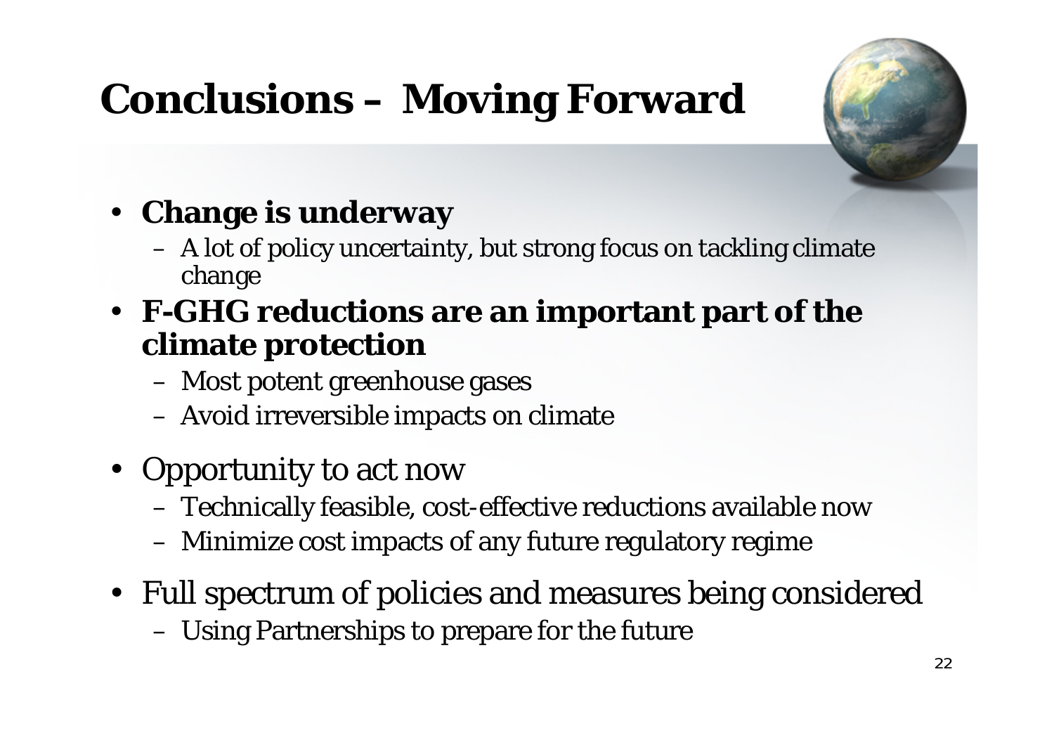# Conclusions – Moving Forward

- **Change is underway**
  - A lot of policy uncertainty, but strong focus on tackling climate change
- **F-GHG reductions are an important part of the climate protection**
  - Most potent greenhouse gases
  - Avoid irreversible impacts on climate
- Opportunity to act now
  - Technically feasible, cost-effective reductions available now
  - Minimize cost impacts of any future regulatory regime
- Full spectrum of policies and measures being considered
  - Using Partnerships to prepare for the future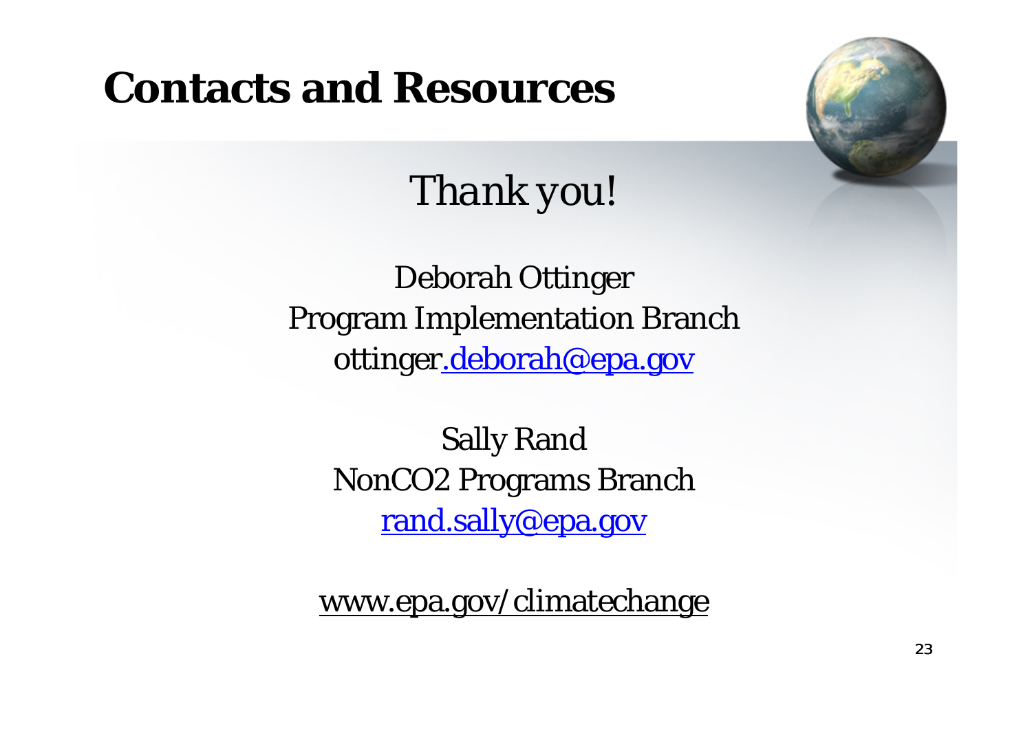# Contacts and Resources

*Thank you!*

Deborah Ottinger
Program Implementation Branch
ottinger.deborah@epa.gov

Sally Rand
NonCO2 Programs Branch
rand.sally@epa.gov

www.epa.gov/climatechange